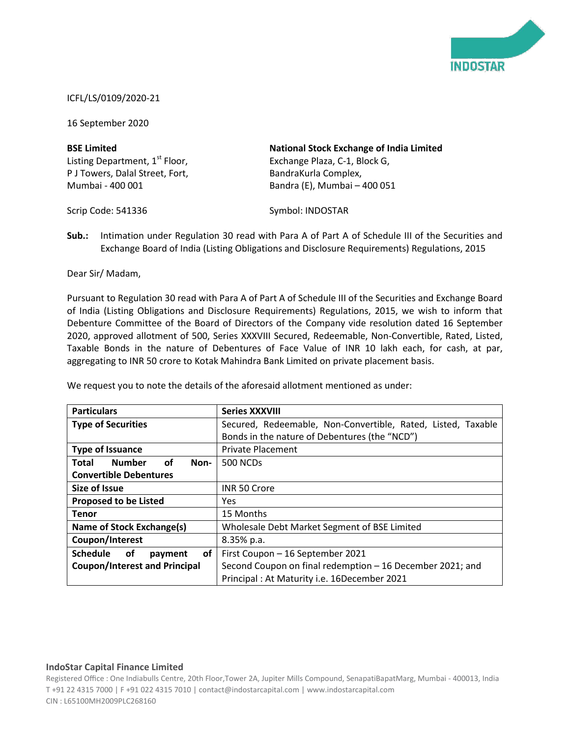ICFL/LS/0109/2020-21

16 September 2020

**BSE Limited**
Listing Department, 1st Floor,
P J Towers, Dalal Street, Fort,
Mumbai - 400 001

Scrip Code: 541336

**National Stock Exchange of India Limited**
Exchange Plaza, C-1, Block G,
BandraKurla Complex,
Bandra (E), Mumbai – 400 051

Symbol: INDOSTAR

**Sub.:** Intimation under Regulation 30 read with Para A of Part A of Schedule III of the Securities and Exchange Board of India (Listing Obligations and Disclosure Requirements) Regulations, 2015

Dear Sir/ Madam,

Pursuant to Regulation 30 read with Para A of Part A of Schedule III of the Securities and Exchange Board of India (Listing Obligations and Disclosure Requirements) Regulations, 2015, we wish to inform that Debenture Committee of the Board of Directors of the Company vide resolution dated 16 September 2020, approved allotment of 500, Series XXXVIII Secured, Redeemable, Non-Convertible, Rated, Listed, Taxable Bonds in the nature of Debentures of Face Value of INR 10 lakh each, for cash, at par, aggregating to INR 50 crore to Kotak Mahindra Bank Limited on private placement basis.

We request you to note the details of the aforesaid allotment mentioned as under:

| **Particulars** | **Series XXXVIII** |
|---|---|
| **Type of Securities** | Secured, Redeemable, Non-Convertible, Rated, Listed, Taxable Bonds in the nature of Debentures (the "NCD") |
| **Type of Issuance** | Private Placement |
| **Total Number of Non-Convertible Debentures** | 500 NCDs |
| **Size of Issue** | INR 50 Crore |
| **Proposed to be Listed** | Yes |
| **Tenor** | 15 Months |
| **Name of Stock Exchange(s)** | Wholesale Debt Market Segment of BSE Limited |
| **Coupon/Interest** | 8.35% p.a. |
| **Schedule of payment of Coupon/Interest and Principal** | First Coupon – 16 September 2021<br>Second Coupon on final redemption – 16 December 2021; and<br>Principal : At Maturity i.e. 16December 2021 |

**IndoStar Capital Finance Limited**
Registered Office : One Indiabulls Centre, 20th Floor,Tower 2A, Jupiter Mills Compound, SenapatiBapatMarg, Mumbai - 400013, India
T +91 22 4315 7000 | F +91 022 4315 7010 | contact@indostarcapital.com | www.indostarcapital.com
CIN : L65100MH2009PLC268160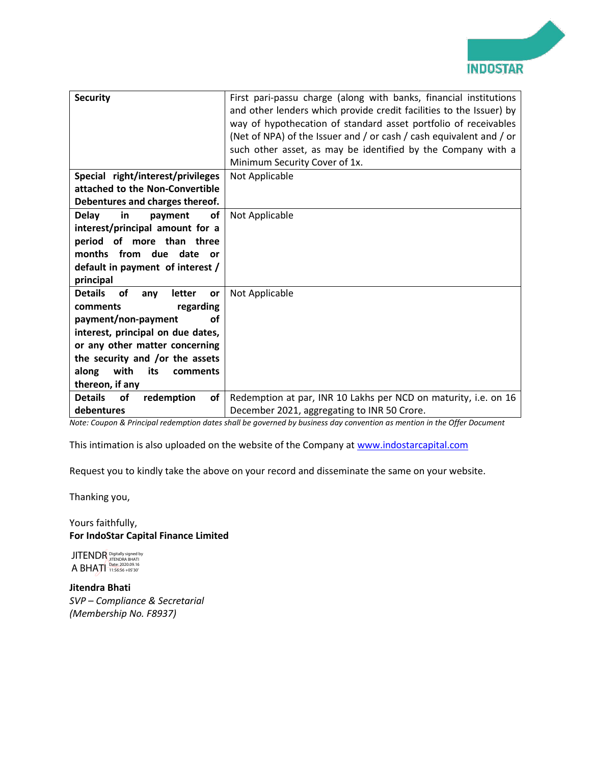| | |
|---|---|
| **Security** | First pari-passu charge (along with banks, financial institutions and other lenders which provide credit facilities to the Issuer) by way of hypothecation of standard asset portfolio of receivables (Net of NPA) of the Issuer and / or cash / cash equivalent and / or such other asset, as may be identified by the Company with a Minimum Security Cover of 1x. |
| **Special right/interest/privileges attached to the Non-Convertible Debentures and charges thereof.** | Not Applicable |
| **Delay in payment of interest/principal amount for a period of more than three months from due date or default in payment of interest / principal** | Not Applicable |
| **Details of any letter or comments regarding payment/non-payment of interest, principal on due dates, or any other matter concerning the security and /or the assets along with its comments thereon, if any** | Not Applicable |
| **Details of redemption of debentures** | Redemption at par, INR 10 Lakhs per NCD on maturity, i.e. on 16 December 2021, aggregating to INR 50 Crore. |

*Note: Coupon & Principal redemption dates shall be governed by business day convention as mention in the Offer Document*

This intimation is also uploaded on the website of the Company at www.indostarcapital.com

Request you to kindly take the above on your record and disseminate the same on your website.

Thanking you,

Yours faithfully,
**For IndoStar Capital Finance Limited**

JITENDRA BHATI
Digitally signed by JITENDRA BHATI
Date: 2020.09.16 11:56:56 +05'30'

**Jitendra Bhati**
*SVP – Compliance & Secretarial*
*(Membership No. F8937)*